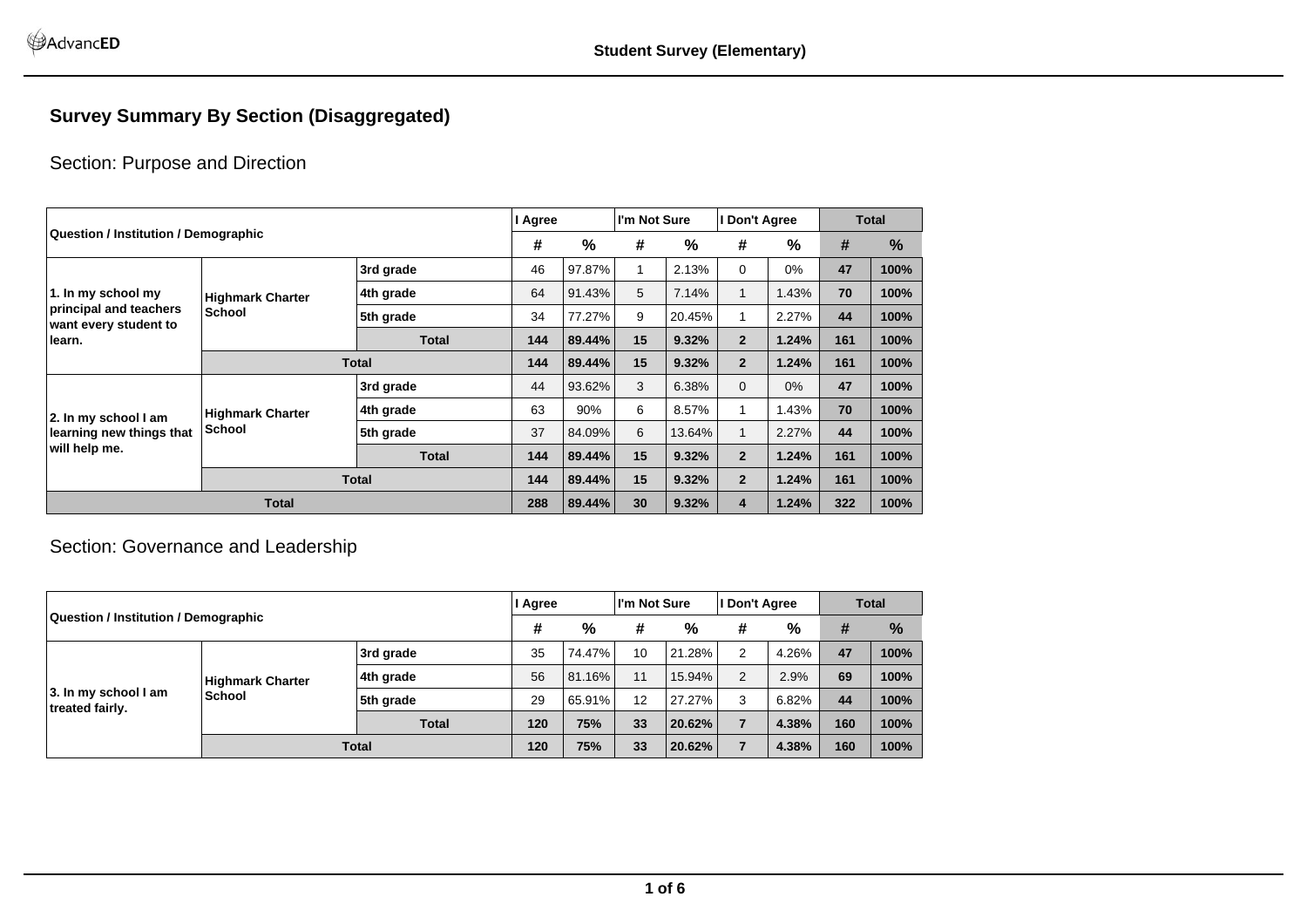# Survey Summary By Section (Disaggregated)

## Section: Purpose and Direction

| Question / Institution / Demographic | | | I Agree | | I'm Not Sure | | I Don't Agree | | Total | |
|---|---|---|---|---|---|---|---|---|---|---|
| | | | # | % | # | % | # | % | # | % |
| 1. In my school my principal and teachers want every student to learn. | Highmark Charter School | 3rd grade | 46 | 97.87% | 1 | 2.13% | 0 | 0% | 47 | 100% |
| | | 4th grade | 64 | 91.43% | 5 | 7.14% | 1 | 1.43% | 70 | 100% |
| | | 5th grade | 34 | 77.27% | 9 | 20.45% | 1 | 2.27% | 44 | 100% |
| | | Total | 144 | 89.44% | 15 | 9.32% | 2 | 1.24% | 161 | 100% |
| | Total | | 144 | 89.44% | 15 | 9.32% | 2 | 1.24% | 161 | 100% |
| 2. In my school I am learning new things that will help me. | Highmark Charter School | 3rd grade | 44 | 93.62% | 3 | 6.38% | 0 | 0% | 47 | 100% |
| | | 4th grade | 63 | 90% | 6 | 8.57% | 1 | 1.43% | 70 | 100% |
| | | 5th grade | 37 | 84.09% | 6 | 13.64% | 1 | 2.27% | 44 | 100% |
| | | Total | 144 | 89.44% | 15 | 9.32% | 2 | 1.24% | 161 | 100% |
| | Total | | 144 | 89.44% | 15 | 9.32% | 2 | 1.24% | 161 | 100% |
| Total | | | 288 | 89.44% | 30 | 9.32% | 4 | 1.24% | 322 | 100% |

## Section: Governance and Leadership

| Question / Institution / Demographic | | | I Agree | | I'm Not Sure | | I Don't Agree | | Total | |
|---|---|---|---|---|---|---|---|---|---|---|
| | | | # | % | # | % | # | % | # | % |
| 3. In my school I am treated fairly. | Highmark Charter School | 3rd grade | 35 | 74.47% | 10 | 21.28% | 2 | 4.26% | 47 | 100% |
| | | 4th grade | 56 | 81.16% | 11 | 15.94% | 2 | 2.9% | 69 | 100% |
| | | 5th grade | 29 | 65.91% | 12 | 27.27% | 3 | 6.82% | 44 | 100% |
| | | Total | 120 | 75% | 33 | 20.62% | 7 | 4.38% | 160 | 100% |
| | Total | | 120 | 75% | 33 | 20.62% | 7 | 4.38% | 160 | 100% |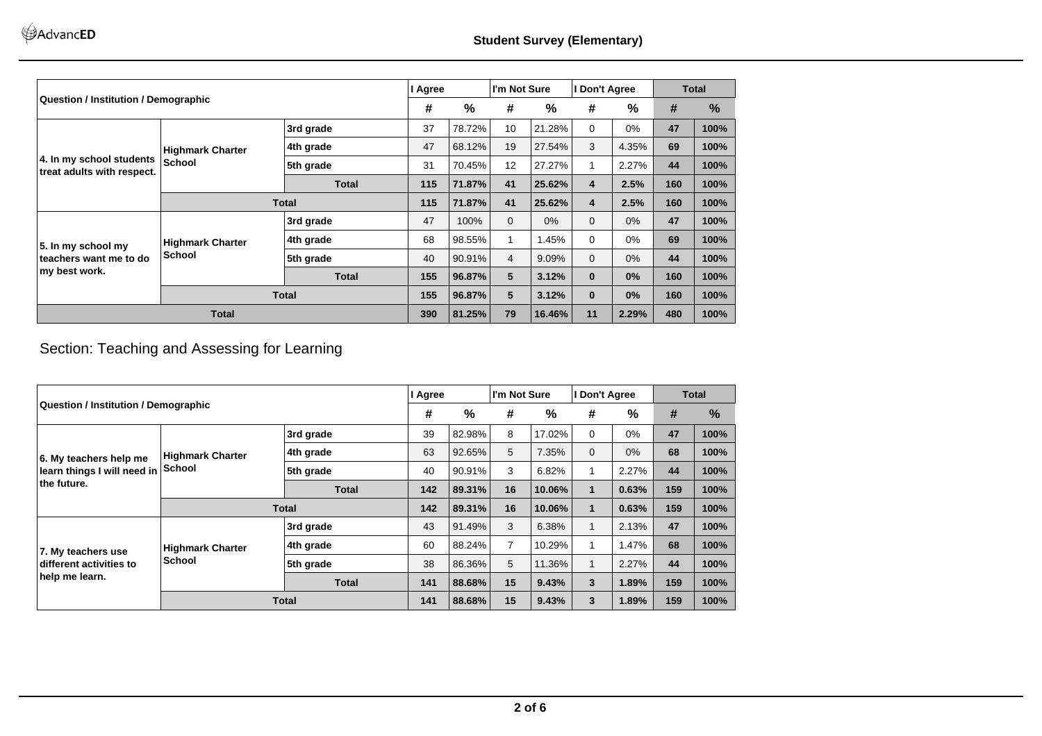| Question / Institution / Demographic | | | I Agree | | I'm Not Sure | | I Don't Agree | | Total | |
|---|---|---|---|---|---|---|---|---|---|---|
| | | | # | % | # | % | # | % | # | % |
| 4. In my school students treat adults with respect. | Highmark Charter School | 3rd grade | 37 | 78.72% | 10 | 21.28% | 0 | 0% | 47 | 100% |
| | | 4th grade | 47 | 68.12% | 19 | 27.54% | 3 | 4.35% | 69 | 100% |
| | | 5th grade | 31 | 70.45% | 12 | 27.27% | 1 | 2.27% | 44 | 100% |
| | | **Total** | **115** | **71.87%** | **41** | **25.62%** | **4** | **2.5%** | **160** | **100%** |
| | **Total** | | **115** | **71.87%** | **41** | **25.62%** | **4** | **2.5%** | **160** | **100%** |
| 5. In my school my teachers want me to do my best work. | Highmark Charter School | 3rd grade | 47 | 100% | 0 | 0% | 0 | 0% | 47 | 100% |
| | | 4th grade | 68 | 98.55% | 1 | 1.45% | 0 | 0% | 69 | 100% |
| | | 5th grade | 40 | 90.91% | 4 | 9.09% | 0 | 0% | 44 | 100% |
| | | **Total** | **155** | **96.87%** | **5** | **3.12%** | **0** | **0%** | **160** | **100%** |
| | **Total** | | **155** | **96.87%** | **5** | **3.12%** | **0** | **0%** | **160** | **100%** |
| **Total** | | | **390** | **81.25%** | **79** | **16.46%** | **11** | **2.29%** | **480** | **100%** |

## Section: Teaching and Assessing for Learning

| Question / Institution / Demographic | | | I Agree | | I'm Not Sure | | I Don't Agree | | Total | |
|---|---|---|---|---|---|---|---|---|---|---|
| | | | # | % | # | % | # | % | # | % |
| 6. My teachers help me learn things I will need in the future. | Highmark Charter School | 3rd grade | 39 | 82.98% | 8 | 17.02% | 0 | 0% | 47 | 100% |
| | | 4th grade | 63 | 92.65% | 5 | 7.35% | 0 | 0% | 68 | 100% |
| | | 5th grade | 40 | 90.91% | 3 | 6.82% | 1 | 2.27% | 44 | 100% |
| | | **Total** | **142** | **89.31%** | **16** | **10.06%** | **1** | **0.63%** | **159** | **100%** |
| | **Total** | | **142** | **89.31%** | **16** | **10.06%** | **1** | **0.63%** | **159** | **100%** |
| 7. My teachers use different activities to help me learn. | Highmark Charter School | 3rd grade | 43 | 91.49% | 3 | 6.38% | 1 | 2.13% | 47 | 100% |
| | | 4th grade | 60 | 88.24% | 7 | 10.29% | 1 | 1.47% | 68 | 100% |
| | | 5th grade | 38 | 86.36% | 5 | 11.36% | 1 | 2.27% | 44 | 100% |
| | | **Total** | **141** | **88.68%** | **15** | **9.43%** | **3** | **1.89%** | **159** | **100%** |
| | **Total** | | **141** | **88.68%** | **15** | **9.43%** | **3** | **1.89%** | **159** | **100%** |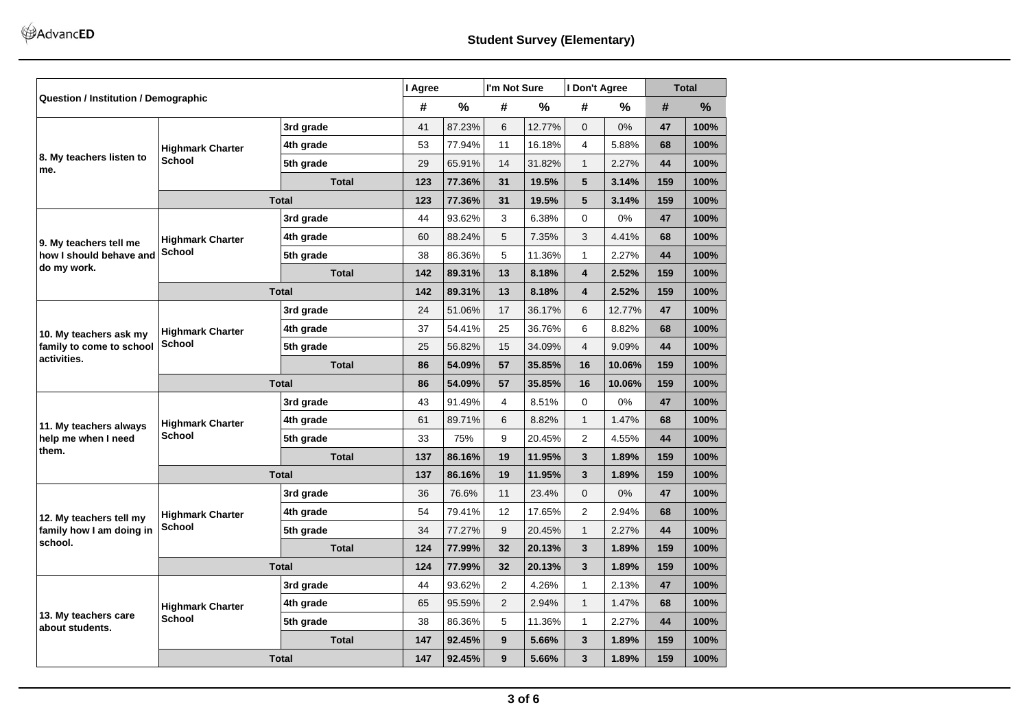## Student Survey (Elementary)

| Question / Institution / Demographic | | | I Agree | | I'm Not Sure | | I Don't Agree | | Total | |
|---|---|---|---|---|---|---|---|---|---|---|
| | | | # | % | # | % | # | % | # | % |
| 8. My teachers listen to me. | Highmark Charter School | 3rd grade | 41 | 87.23% | 6 | 12.77% | 0 | 0% | 47 | 100% |
| | | 4th grade | 53 | 77.94% | 11 | 16.18% | 4 | 5.88% | 68 | 100% |
| | | 5th grade | 29 | 65.91% | 14 | 31.82% | 1 | 2.27% | 44 | 100% |
| | | **Total** | **123** | **77.36%** | **31** | **19.5%** | **5** | **3.14%** | **159** | **100%** |
| | **Total** | | **123** | **77.36%** | **31** | **19.5%** | **5** | **3.14%** | **159** | **100%** |
| 9. My teachers tell me how I should behave and do my work. | Highmark Charter School | 3rd grade | 44 | 93.62% | 3 | 6.38% | 0 | 0% | 47 | 100% |
| | | 4th grade | 60 | 88.24% | 5 | 7.35% | 3 | 4.41% | 68 | 100% |
| | | 5th grade | 38 | 86.36% | 5 | 11.36% | 1 | 2.27% | 44 | 100% |
| | | **Total** | **142** | **89.31%** | **13** | **8.18%** | **4** | **2.52%** | **159** | **100%** |
| | **Total** | | **142** | **89.31%** | **13** | **8.18%** | **4** | **2.52%** | **159** | **100%** |
| 10. My teachers ask my family to come to school activities. | Highmark Charter School | 3rd grade | 24 | 51.06% | 17 | 36.17% | 6 | 12.77% | 47 | 100% |
| | | 4th grade | 37 | 54.41% | 25 | 36.76% | 6 | 8.82% | 68 | 100% |
| | | 5th grade | 25 | 56.82% | 15 | 34.09% | 4 | 9.09% | 44 | 100% |
| | | **Total** | **86** | **54.09%** | **57** | **35.85%** | **16** | **10.06%** | **159** | **100%** |
| | **Total** | | **86** | **54.09%** | **57** | **35.85%** | **16** | **10.06%** | **159** | **100%** |
| 11. My teachers always help me when I need them. | Highmark Charter School | 3rd grade | 43 | 91.49% | 4 | 8.51% | 0 | 0% | 47 | 100% |
| | | 4th grade | 61 | 89.71% | 6 | 8.82% | 1 | 1.47% | 68 | 100% |
| | | 5th grade | 33 | 75% | 9 | 20.45% | 2 | 4.55% | 44 | 100% |
| | | **Total** | **137** | **86.16%** | **19** | **11.95%** | **3** | **1.89%** | **159** | **100%** |
| | **Total** | | **137** | **86.16%** | **19** | **11.95%** | **3** | **1.89%** | **159** | **100%** |
| 12. My teachers tell my family how I am doing in school. | Highmark Charter School | 3rd grade | 36 | 76.6% | 11 | 23.4% | 0 | 0% | 47 | 100% |
| | | 4th grade | 54 | 79.41% | 12 | 17.65% | 2 | 2.94% | 68 | 100% |
| | | 5th grade | 34 | 77.27% | 9 | 20.45% | 1 | 2.27% | 44 | 100% |
| | | **Total** | **124** | **77.99%** | **32** | **20.13%** | **3** | **1.89%** | **159** | **100%** |
| | **Total** | | **124** | **77.99%** | **32** | **20.13%** | **3** | **1.89%** | **159** | **100%** |
| 13. My teachers care about students. | Highmark Charter School | 3rd grade | 44 | 93.62% | 2 | 4.26% | 1 | 2.13% | 47 | 100% |
| | | 4th grade | 65 | 95.59% | 2 | 2.94% | 1 | 1.47% | 68 | 100% |
| | | 5th grade | 38 | 86.36% | 5 | 11.36% | 1 | 2.27% | 44 | 100% |
| | | **Total** | **147** | **92.45%** | **9** | **5.66%** | **3** | **1.89%** | **159** | **100%** |
| | **Total** | | **147** | **92.45%** | **9** | **5.66%** | **3** | **1.89%** | **159** | **100%** |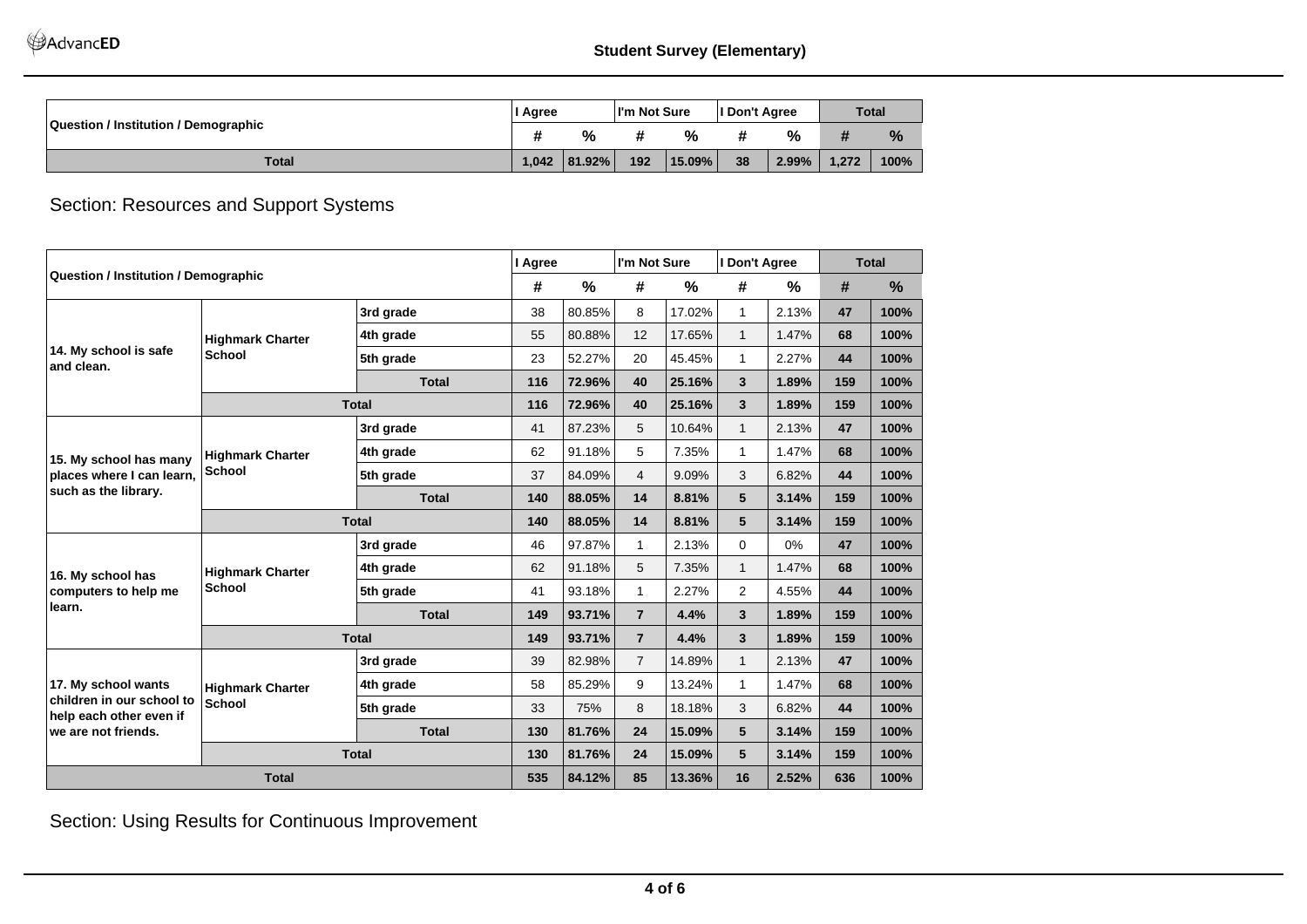| Question / Institution / Demographic | I Agree | | I'm Not Sure | | I Don't Agree | | Total | |
|---|---|---|---|---|---|---|---|---|
| | # | % | # | % | # | % | # | % |
| **Total** | **1,042** | **81.92%** | **192** | **15.09%** | **38** | **2.99%** | **1,272** | **100%** |

## Section: Resources and Support Systems

| Question / Institution / Demographic | | | I Agree | | I'm Not Sure | | I Don't Agree | | Total | |
|---|---|---|---|---|---|---|---|---|---|---|
| | | | # | % | # | % | # | % | # | % |
| **14. My school is safe and clean.** | **Highmark Charter School** | **3rd grade** | 38 | 80.85% | 8 | 17.02% | 1 | 2.13% | **47** | **100%** |
| | | **4th grade** | 55 | 80.88% | 12 | 17.65% | 1 | 1.47% | **68** | **100%** |
| | | **5th grade** | 23 | 52.27% | 20 | 45.45% | 1 | 2.27% | **44** | **100%** |
| | | **Total** | **116** | **72.96%** | **40** | **25.16%** | **3** | **1.89%** | **159** | **100%** |
| | **Total** | | **116** | **72.96%** | **40** | **25.16%** | **3** | **1.89%** | **159** | **100%** |
| **15. My school has many places where I can learn, such as the library.** | **Highmark Charter School** | **3rd grade** | 41 | 87.23% | 5 | 10.64% | 1 | 2.13% | **47** | **100%** |
| | | **4th grade** | 62 | 91.18% | 5 | 7.35% | 1 | 1.47% | **68** | **100%** |
| | | **5th grade** | 37 | 84.09% | 4 | 9.09% | 3 | 6.82% | **44** | **100%** |
| | | **Total** | **140** | **88.05%** | **14** | **8.81%** | **5** | **3.14%** | **159** | **100%** |
| | **Total** | | **140** | **88.05%** | **14** | **8.81%** | **5** | **3.14%** | **159** | **100%** |
| **16. My school has computers to help me learn.** | **Highmark Charter School** | **3rd grade** | 46 | 97.87% | 1 | 2.13% | 0 | 0% | **47** | **100%** |
| | | **4th grade** | 62 | 91.18% | 5 | 7.35% | 1 | 1.47% | **68** | **100%** |
| | | **5th grade** | 41 | 93.18% | 1 | 2.27% | 2 | 4.55% | **44** | **100%** |
| | | **Total** | **149** | **93.71%** | **7** | **4.4%** | **3** | **1.89%** | **159** | **100%** |
| | **Total** | | **149** | **93.71%** | **7** | **4.4%** | **3** | **1.89%** | **159** | **100%** |
| **17. My school wants children in our school to help each other even if we are not friends.** | **Highmark Charter School** | **3rd grade** | 39 | 82.98% | 7 | 14.89% | 1 | 2.13% | **47** | **100%** |
| | | **4th grade** | 58 | 85.29% | 9 | 13.24% | 1 | 1.47% | **68** | **100%** |
| | | **5th grade** | 33 | 75% | 8 | 18.18% | 3 | 6.82% | **44** | **100%** |
| | | **Total** | **130** | **81.76%** | **24** | **15.09%** | **5** | **3.14%** | **159** | **100%** |
| | **Total** | | **130** | **81.76%** | **24** | **15.09%** | **5** | **3.14%** | **159** | **100%** |
| **Total** | | | **535** | **84.12%** | **85** | **13.36%** | **16** | **2.52%** | **636** | **100%** |

## Section: Using Results for Continuous Improvement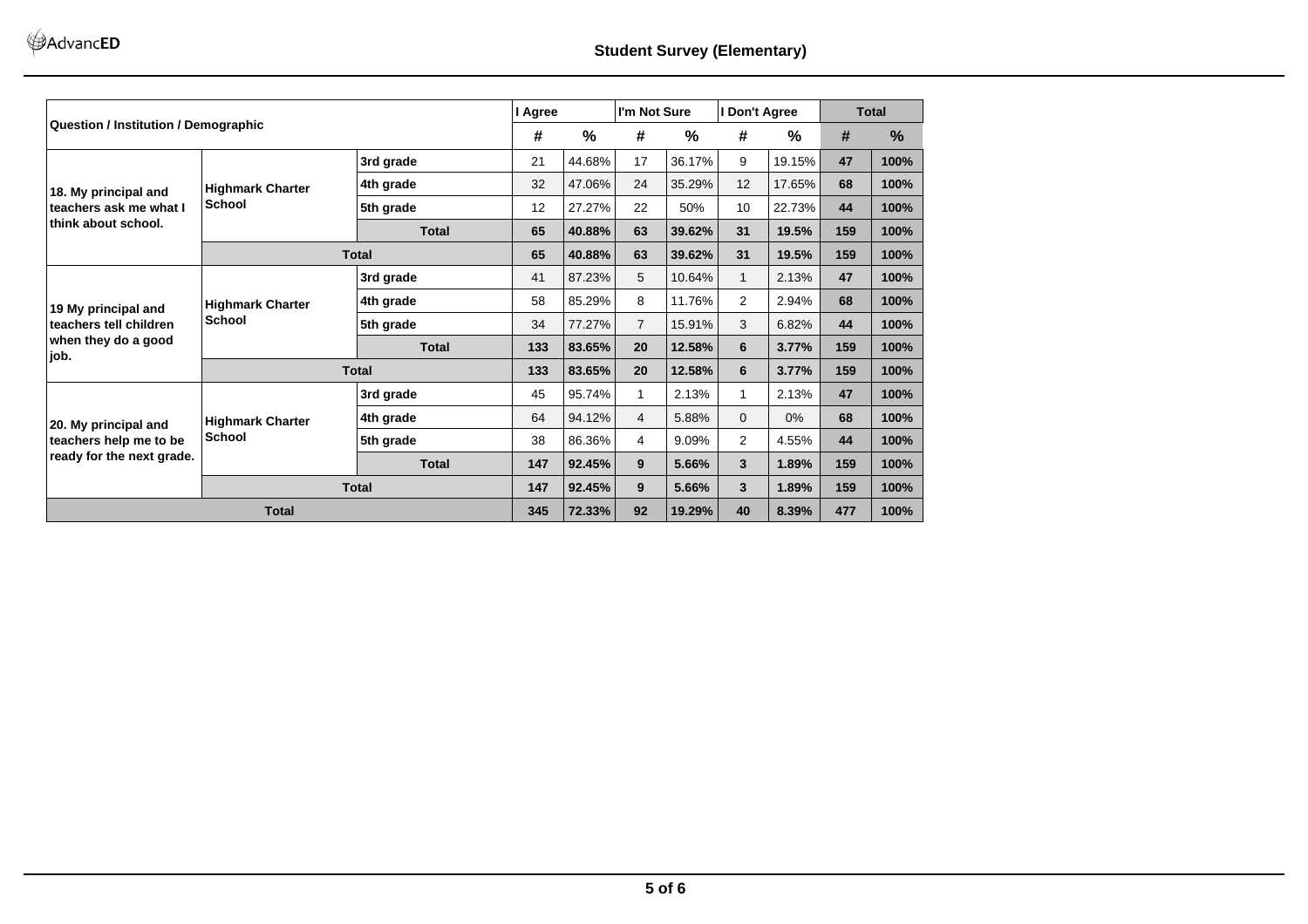## Student Survey (Elementary)

| Question / Institution / Demographic | | | I Agree | | I'm Not Sure | | I Don't Agree | | Total | |
|---|---|---|---|---|---|---|---|---|---|---|
| | | | # | % | # | % | # | % | # | % |
| 18. My principal and teachers ask me what I think about school. | Highmark Charter School | 3rd grade | 21 | 44.68% | 17 | 36.17% | 9 | 19.15% | **47** | **100%** |
| | | 4th grade | 32 | 47.06% | 24 | 35.29% | 12 | 17.65% | **68** | **100%** |
| | | 5th grade | 12 | 27.27% | 22 | 50% | 10 | 22.73% | **44** | **100%** |
| | | **Total** | **65** | **40.88%** | **63** | **39.62%** | **31** | **19.5%** | **159** | **100%** |
| | **Total** | | **65** | **40.88%** | **63** | **39.62%** | **31** | **19.5%** | **159** | **100%** |
| 19 My principal and teachers tell children when they do a good job. | Highmark Charter School | 3rd grade | 41 | 87.23% | 5 | 10.64% | 1 | 2.13% | **47** | **100%** |
| | | 4th grade | 58 | 85.29% | 8 | 11.76% | 2 | 2.94% | **68** | **100%** |
| | | 5th grade | 34 | 77.27% | 7 | 15.91% | 3 | 6.82% | **44** | **100%** |
| | | **Total** | **133** | **83.65%** | **20** | **12.58%** | **6** | **3.77%** | **159** | **100%** |
| | **Total** | | **133** | **83.65%** | **20** | **12.58%** | **6** | **3.77%** | **159** | **100%** |
| 20. My principal and teachers help me to be ready for the next grade. | Highmark Charter School | 3rd grade | 45 | 95.74% | 1 | 2.13% | 1 | 2.13% | **47** | **100%** |
| | | 4th grade | 64 | 94.12% | 4 | 5.88% | 0 | 0% | **68** | **100%** |
| | | 5th grade | 38 | 86.36% | 4 | 9.09% | 2 | 4.55% | **44** | **100%** |
| | | **Total** | **147** | **92.45%** | **9** | **5.66%** | **3** | **1.89%** | **159** | **100%** |
| | **Total** | | **147** | **92.45%** | **9** | **5.66%** | **3** | **1.89%** | **159** | **100%** |
| **Total** | | | **345** | **72.33%** | **92** | **19.29%** | **40** | **8.39%** | **477** | **100%** |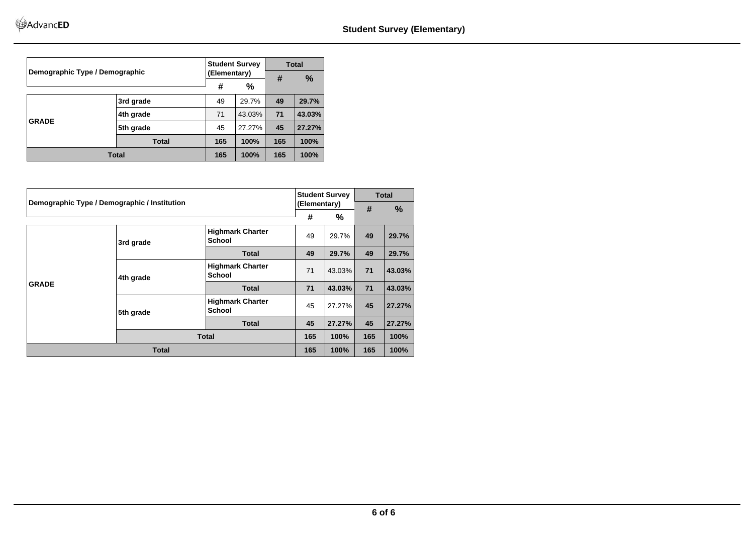| Demographic Type / Demographic | | Student Survey (Elementary) | | Total | |
|---|---|---|---|---|---|
| | | # | % | # | % |
| GRADE | 3rd grade | 49 | 29.7% | 49 | 29.7% |
| | 4th grade | 71 | 43.03% | 71 | 43.03% |
| | 5th grade | 45 | 27.27% | 45 | 27.27% |
| | Total | 165 | 100% | 165 | 100% |
| Total | | 165 | 100% | 165 | 100% |

| Demographic Type / Demographic / Institution | | | Student Survey (Elementary) | | Total | |
|---|---|---|---|---|---|---|
| | | | # | % | # | % |
| GRADE | 3rd grade | Highmark Charter School | 49 | 29.7% | 49 | 29.7% |
| | | Total | 49 | 29.7% | 49 | 29.7% |
| | 4th grade | Highmark Charter School | 71 | 43.03% | 71 | 43.03% |
| | | Total | 71 | 43.03% | 71 | 43.03% |
| | 5th grade | Highmark Charter School | 45 | 27.27% | 45 | 27.27% |
| | | Total | 45 | 27.27% | 45 | 27.27% |
| | Total | | 165 | 100% | 165 | 100% |
| Total | | | 165 | 100% | 165 | 100% |